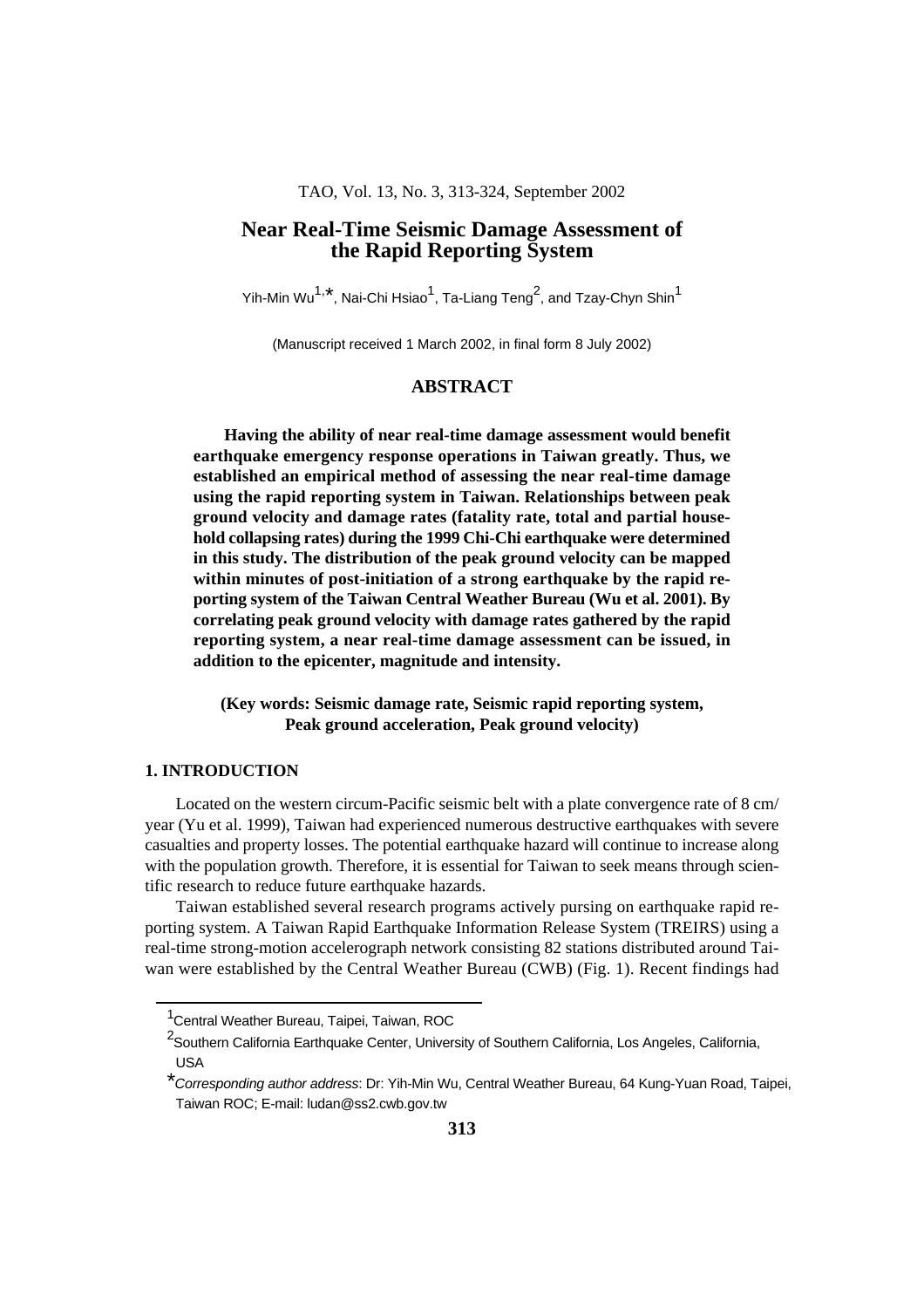# Near Real-Time Seismic Damage Assessment of the Rapid Reporting System

Yih-Min Wu[1,*], Nai-Chi Hsiao[1], Ta-Liang Teng[2], and Tzay-Chyn Shin[1]

(Manuscript received 1 March 2002, in final form 8 July 2002)

## ABSTRACT

**Having the ability of near real-time damage assessment would benefit earthquake emergency response operations in Taiwan greatly. Thus, we established an empirical method of assessing the near real-time damage using the rapid reporting system in Taiwan. Relationships between peak ground velocity and damage rates (fatality rate, total and partial household collapsing rates) during the 1999 Chi-Chi earthquake were determined in this study. The distribution of the peak ground velocity can be mapped within minutes of post-initiation of a strong earthquake by the rapid reporting system of the Taiwan Central Weather Bureau (Wu et al. 2001). By correlating peak ground velocity with damage rates gathered by the rapid reporting system, a near real-time damage assessment can be issued, in addition to the epicenter, magnitude and intensity.**

**(Key words: Seismic damage rate, Seismic rapid reporting system, Peak ground acceleration, Peak ground velocity)**

## 1. INTRODUCTION

Located on the western circum-Pacific seismic belt with a plate convergence rate of 8 cm/year (Yu et al. 1999), Taiwan had experienced numerous destructive earthquakes with severe casualties and property losses. The potential earthquake hazard will continue to increase along with the population growth. Therefore, it is essential for Taiwan to seek means through scientific research to reduce future earthquake hazards.

Taiwan established several research programs actively pursing on earthquake rapid reporting system. A Taiwan Rapid Earthquake Information Release System (TREIRS) using a real-time strong-motion accelerograph network consisting 82 stations distributed around Taiwan were established by the Central Weather Bureau (CWB) (Fig. 1). Recent findings had

---

[1] Central Weather Bureau, Taipei, Taiwan, ROC

[2] Southern California Earthquake Center, University of Southern California, Los Angeles, California, USA

[*] *Corresponding author address*: Dr: Yih-Min Wu, Central Weather Bureau, 64 Kung-Yuan Road, Taipei, Taiwan ROC; E-mail: ludan@ss2.cwb.gov.tw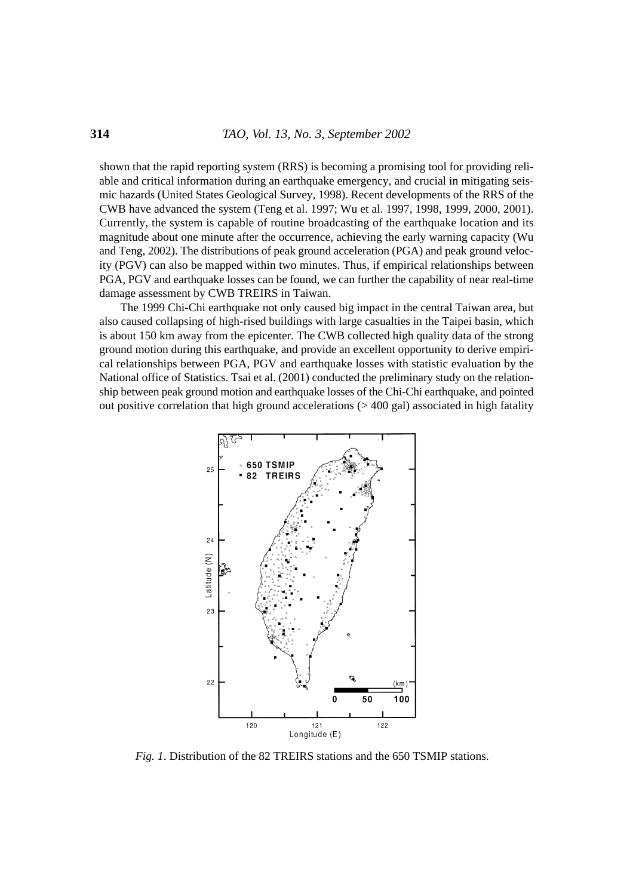shown that the rapid reporting system (RRS) is becoming a promising tool for providing reliable and critical information during an earthquake emergency, and crucial in mitigating seismic hazards (United States Geological Survey, 1998). Recent developments of the RRS of the CWB have advanced the system (Teng et al. 1997; Wu et al. 1997, 1998, 1999, 2000, 2001). Currently, the system is capable of routine broadcasting of the earthquake location and its magnitude about one minute after the occurrence, achieving the early warning capacity (Wu and Teng, 2002). The distributions of peak ground acceleration (PGA) and peak ground velocity (PGV) can also be mapped within two minutes. Thus, if empirical relationships between PGA, PGV and earthquake losses can be found, we can further the capability of near real-time damage assessment by CWB TREIRS in Taiwan.

The 1999 Chi-Chi earthquake not only caused big impact in the central Taiwan area, but also caused collapsing of high-rised buildings with large casualties in the Taipei basin, which is about 150 km away from the epicenter. The CWB collected high quality data of the strong ground motion during this earthquake, and provide an excellent opportunity to derive empirical relationships between PGA, PGV and earthquake losses with statistic evaluation by the National office of Statistics. Tsai et al. (2001) conducted the preliminary study on the relationship between peak ground motion and earthquake losses of the Chi-Chi earthquake, and pointed out positive correlation that high ground accelerations (> 400 gal) associated in high fatality

*Fig. 1*. Distribution of the 82 TREIRS stations and the 650 TSMIP stations.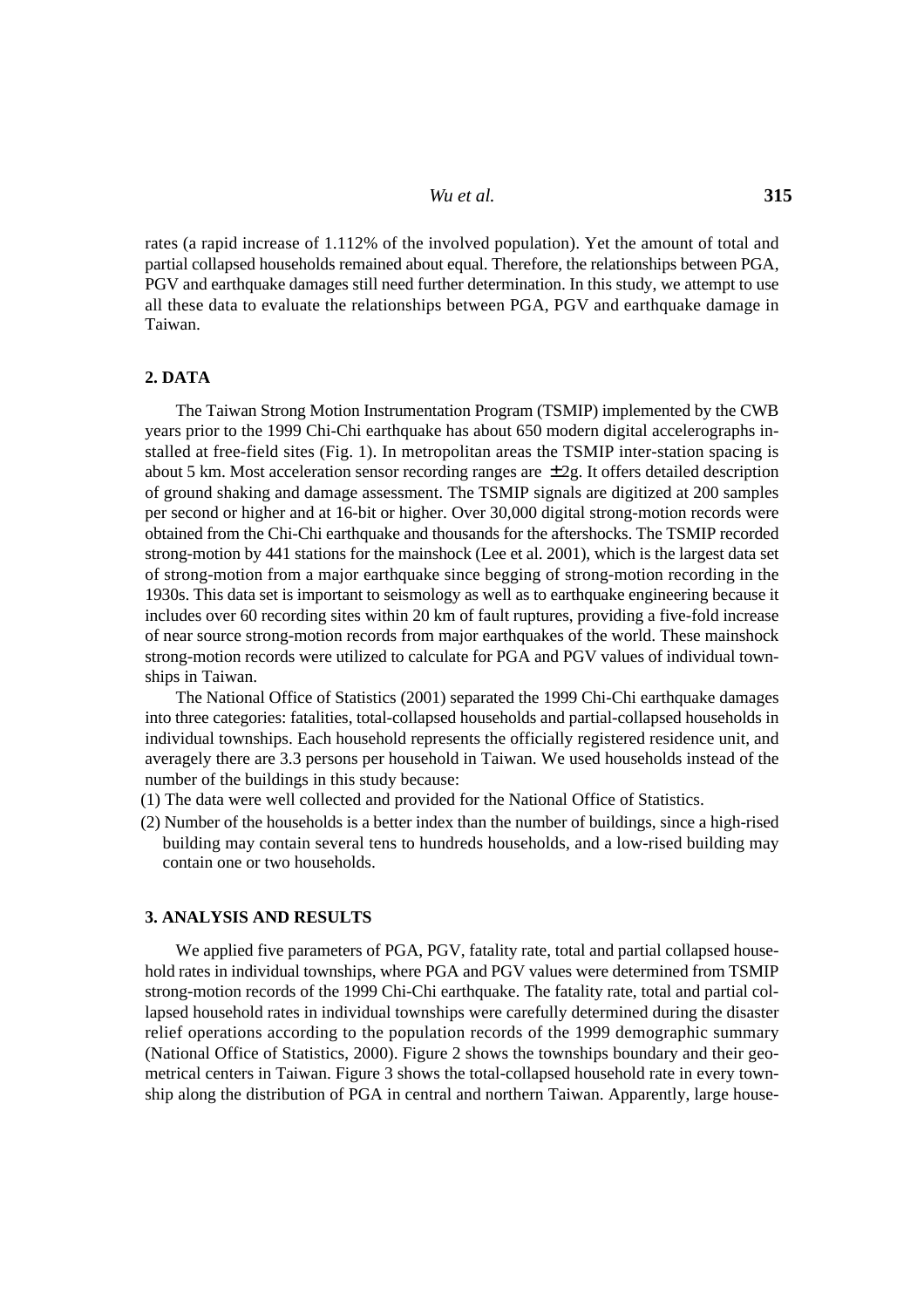rates (a rapid increase of 1.112% of the involved population). Yet the amount of total and partial collapsed households remained about equal. Therefore, the relationships between PGA, PGV and earthquake damages still need further determination. In this study, we attempt to use all these data to evaluate the relationships between PGA, PGV and earthquake damage in Taiwan.

## 2. DATA

The Taiwan Strong Motion Instrumentation Program (TSMIP) implemented by the CWB years prior to the 1999 Chi-Chi earthquake has about 650 modern digital accelerographs installed at free-field sites (Fig. 1). In metropolitan areas the TSMIP inter-station spacing is about 5 km. Most acceleration sensor recording ranges are ±2g. It offers detailed description of ground shaking and damage assessment. The TSMIP signals are digitized at 200 samples per second or higher and at 16-bit or higher. Over 30,000 digital strong-motion records were obtained from the Chi-Chi earthquake and thousands for the aftershocks. The TSMIP recorded strong-motion by 441 stations for the mainshock (Lee et al. 2001), which is the largest data set of strong-motion from a major earthquake since begging of strong-motion recording in the 1930s. This data set is important to seismology as well as to earthquake engineering because it includes over 60 recording sites within 20 km of fault ruptures, providing a five-fold increase of near source strong-motion records from major earthquakes of the world. These mainshock strong-motion records were utilized to calculate for PGA and PGV values of individual townships in Taiwan.

The National Office of Statistics (2001) separated the 1999 Chi-Chi earthquake damages into three categories: fatalities, total-collapsed households and partial-collapsed households in individual townships. Each household represents the officially registered residence unit, and averagely there are 3.3 persons per household in Taiwan. We used households instead of the number of the buildings in this study because:

(1) The data were well collected and provided for the National Office of Statistics.

(2) Number of the households is a better index than the number of buildings, since a high-rised building may contain several tens to hundreds households, and a low-rised building may contain one or two households.

## 3. ANALYSIS AND RESULTS

We applied five parameters of PGA, PGV, fatality rate, total and partial collapsed household rates in individual townships, where PGA and PGV values were determined from TSMIP strong-motion records of the 1999 Chi-Chi earthquake. The fatality rate, total and partial collapsed household rates in individual townships were carefully determined during the disaster relief operations according to the population records of the 1999 demographic summary (National Office of Statistics, 2000). Figure 2 shows the townships boundary and their geometrical centers in Taiwan. Figure 3 shows the total-collapsed household rate in every township along the distribution of PGA in central and northern Taiwan. Apparently, large house-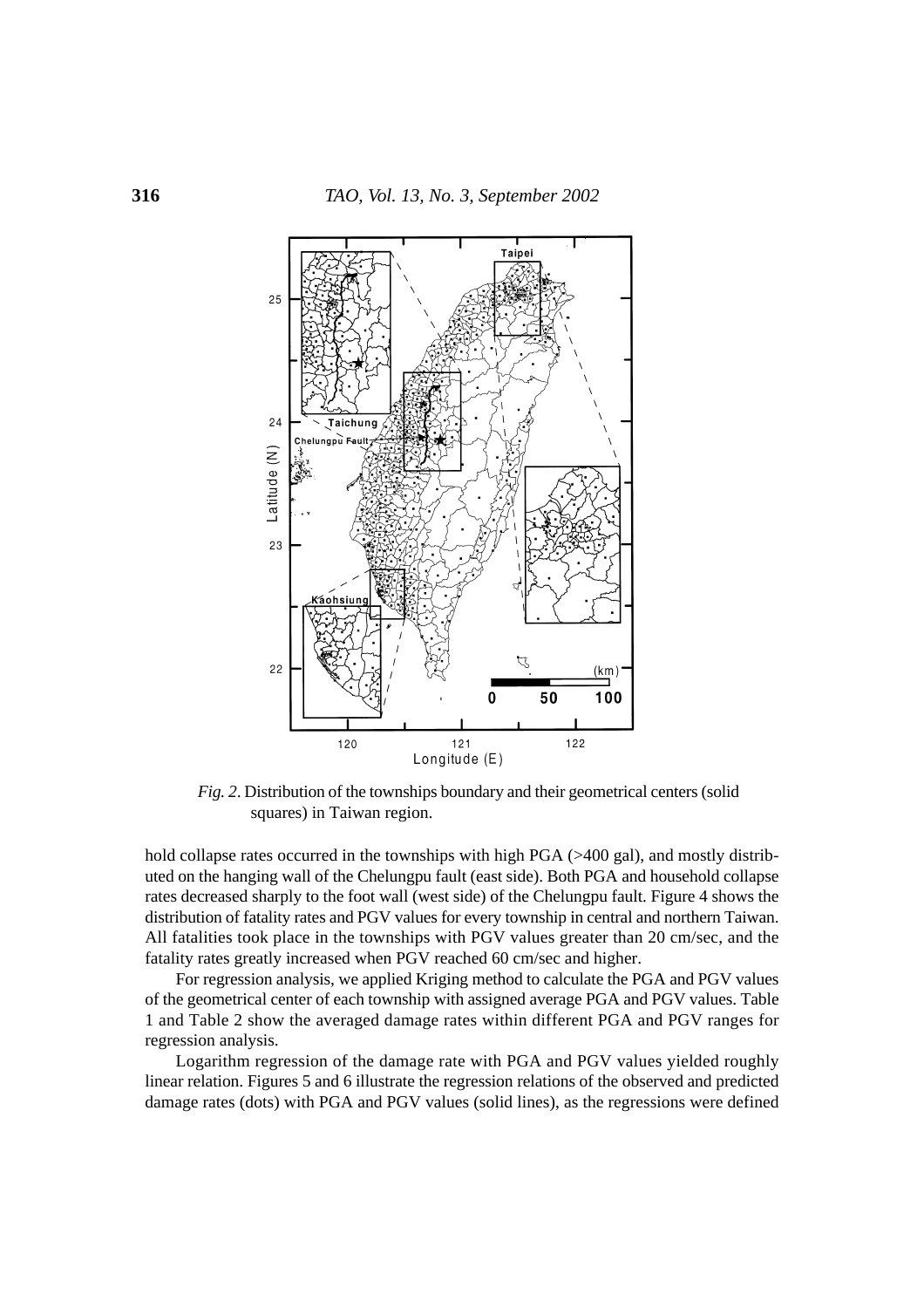*Fig. 2*. Distribution of the townships boundary and their geometrical centers (solid squares) in Taiwan region.

hold collapse rates occurred in the townships with high PGA (>400 gal), and mostly distributed on the hanging wall of the Chelungpu fault (east side). Both PGA and household collapse rates decreased sharply to the foot wall (west side) of the Chelungpu fault. Figure 4 shows the distribution of fatality rates and PGV values for every township in central and northern Taiwan. All fatalities took place in the townships with PGV values greater than 20 cm/sec, and the fatality rates greatly increased when PGV reached 60 cm/sec and higher.

For regression analysis, we applied Kriging method to calculate the PGA and PGV values of the geometrical center of each township with assigned average PGA and PGV values. Table 1 and Table 2 show the averaged damage rates within different PGA and PGV ranges for regression analysis.

Logarithm regression of the damage rate with PGA and PGV values yielded roughly linear relation. Figures 5 and 6 illustrate the regression relations of the observed and predicted damage rates (dots) with PGA and PGV values (solid lines), as the regressions were defined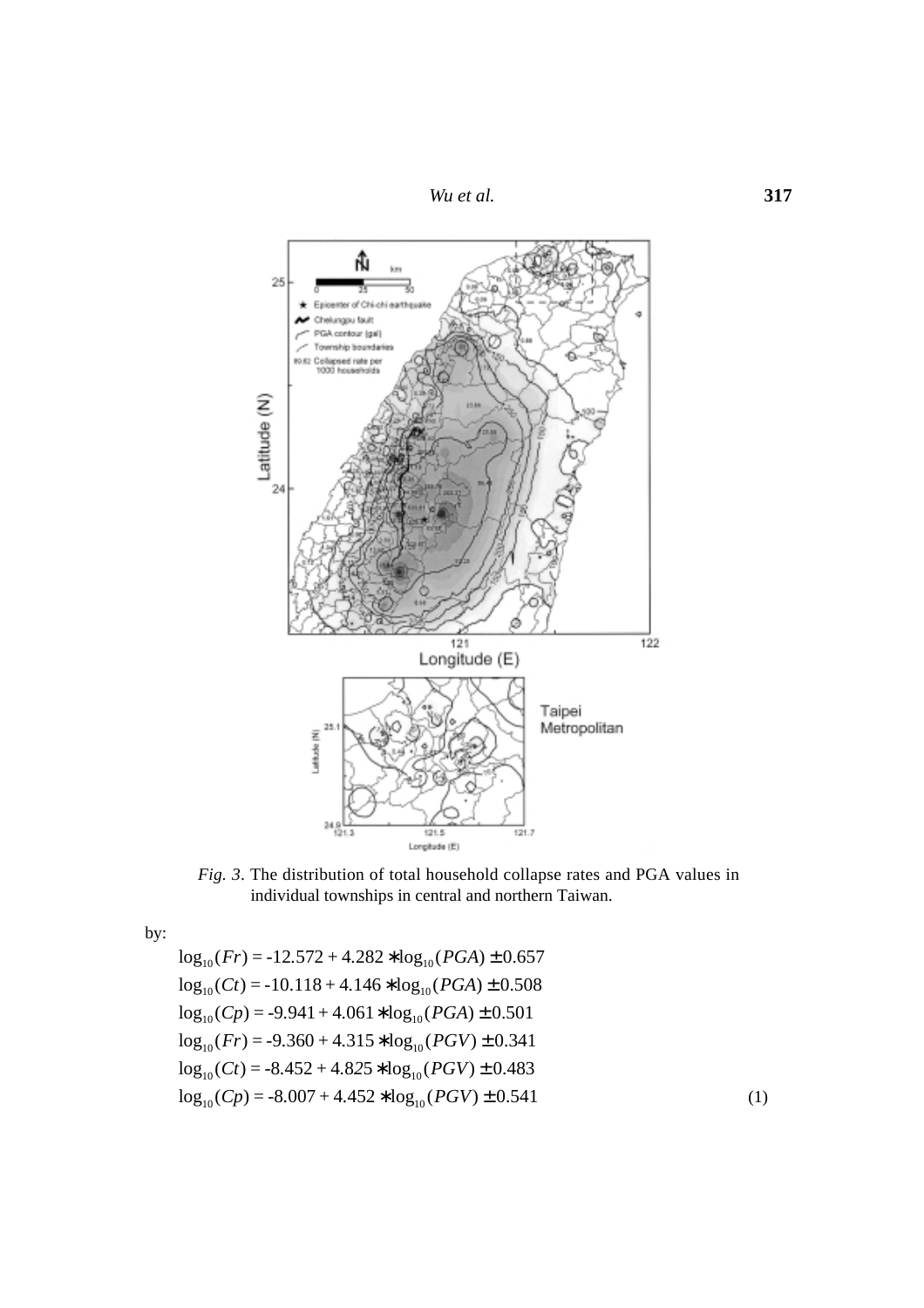*Fig. 3.* The distribution of total household collapse rates and PGA values in individual townships in central and northern Taiwan.

by:

$$\log_{10}(Fr) = -12.572 + 4.282 * \log_{10}(PGA) \pm 0.657$$
$$\log_{10}(Ct) = -10.118 + 4.146 * \log_{10}(PGA) \pm 0.508$$
$$\log_{10}(Cp) = -9.941 + 4.061 * \log_{10}(PGA) \pm 0.501$$
$$\log_{10}(Fr) = -9.360 + 4.315 * \log_{10}(PGV) \pm 0.341$$
$$\log_{10}(Ct) = -8.452 + 4.825 * \log_{10}(PGV) \pm 0.483$$
$$\log_{10}(Cp) = -8.007 + 4.452 * \log_{10}(PGV) \pm 0.541 \qquad (1)$$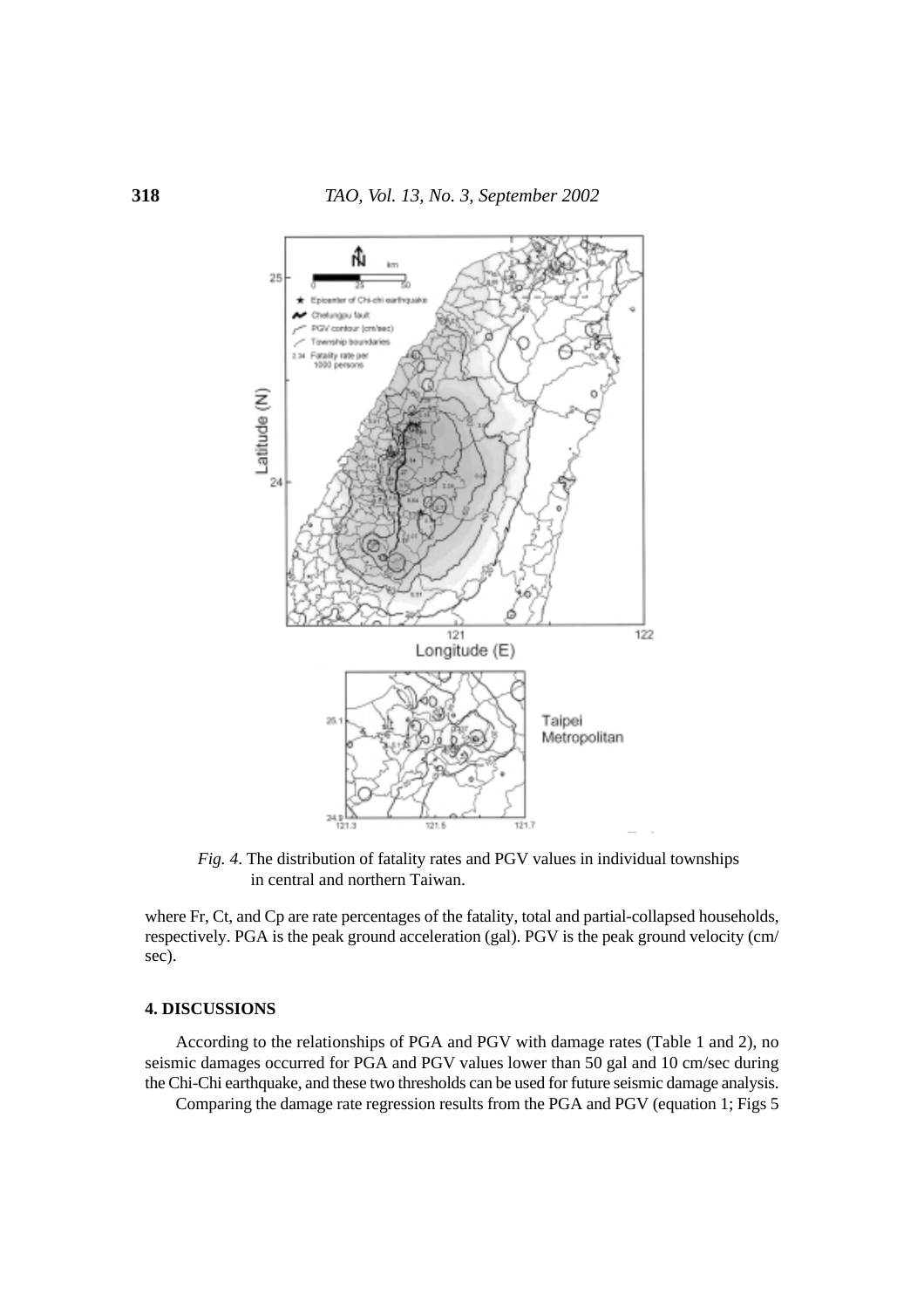*Fig. 4*. The distribution of fatality rates and PGV values in individual townships in central and northern Taiwan.

where Fr, Ct, and Cp are rate percentages of the fatality, total and partial-collapsed households, respectively. PGA is the peak ground acceleration (gal). PGV is the peak ground velocity (cm/sec).

## 4. DISCUSSIONS

According to the relationships of PGA and PGV with damage rates (Table 1 and 2), no seismic damages occurred for PGA and PGV values lower than 50 gal and 10 cm/sec during the Chi-Chi earthquake, and these two thresholds can be used for future seismic damage analysis.

Comparing the damage rate regression results from the PGA and PGV (equation 1; Figs 5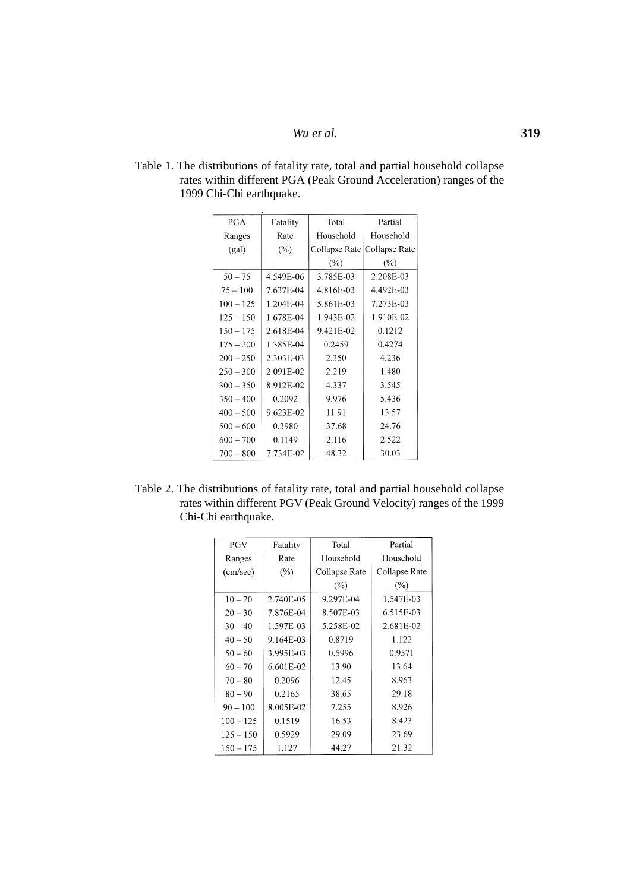Table 1. The distributions of fatality rate, total and partial household collapse rates within different PGA (Peak Ground Acceleration) ranges of the 1999 Chi-Chi earthquake.

| PGA Ranges (gal) | Fatality Rate (%) | Total Household Collapse Rate (%) | Partial Household Collapse Rate (%) |
|---|---|---|---|
| 50 – 75 | 4.549E-06 | 3.785E-03 | 2.208E-03 |
| 75 – 100 | 7.637E-04 | 4.816E-03 | 4.492E-03 |
| 100 – 125 | 1.204E-04 | 5.861E-03 | 7.273E-03 |
| 125 – 150 | 1.678E-04 | 1.943E-02 | 1.910E-02 |
| 150 – 175 | 2.618E-04 | 9.421E-02 | 0.1212 |
| 175 – 200 | 1.385E-04 | 0.2459 | 0.4274 |
| 200 – 250 | 2.303E-03 | 2.350 | 4.236 |
| 250 – 300 | 2.091E-02 | 2.219 | 1.480 |
| 300 – 350 | 8.912E-02 | 4.337 | 3.545 |
| 350 – 400 | 0.2092 | 9.976 | 5.436 |
| 400 – 500 | 9.623E-02 | 11.91 | 13.57 |
| 500 – 600 | 0.3980 | 37.68 | 24.76 |
| 600 – 700 | 0.1149 | 2.116 | 2.522 |
| 700 – 800 | 7.734E-02 | 48.32 | 30.03 |

Table 2. The distributions of fatality rate, total and partial household collapse rates within different PGV (Peak Ground Velocity) ranges of the 1999 Chi-Chi earthquake.

| PGV Ranges (cm/sec) | Fatality Rate (%) | Total Household Collapse Rate (%) | Partial Household Collapse Rate (%) |
|---|---|---|---|
| 10 – 20 | 2.740E-05 | 9.297E-04 | 1.547E-03 |
| 20 – 30 | 7.876E-04 | 8.507E-03 | 6.515E-03 |
| 30 – 40 | 1.597E-03 | 5.258E-02 | 2.681E-02 |
| 40 – 50 | 9.164E-03 | 0.8719 | 1.122 |
| 50 – 60 | 3.995E-03 | 0.5996 | 0.9571 |
| 60 – 70 | 6.601E-02 | 13.90 | 13.64 |
| 70 – 80 | 0.2096 | 12.45 | 8.963 |
| 80 – 90 | 0.2165 | 38.65 | 29.18 |
| 90 – 100 | 8.005E-02 | 7.255 | 8.926 |
| 100 – 125 | 0.1519 | 16.53 | 8.423 |
| 125 – 150 | 0.5929 | 29.09 | 23.69 |
| 150 – 175 | 1.127 | 44.27 | 21.32 |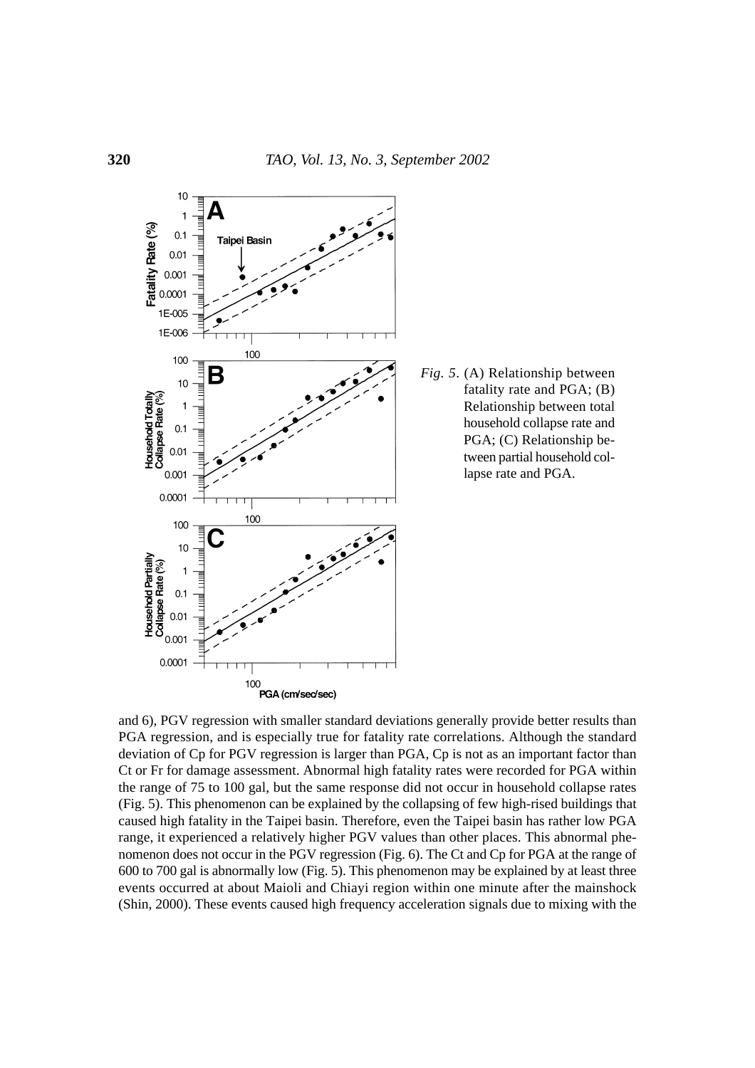*Fig. 5*. (A) Relationship between fatality rate and PGA; (B) Relationship between total household collapse rate and PGA; (C) Relationship between partial household collapse rate and PGA.

and 6), PGV regression with smaller standard deviations generally provide better results than PGA regression, and is especially true for fatality rate correlations. Although the standard deviation of Cp for PGV regression is larger than PGA, Cp is not as an important factor than Ct or Fr for damage assessment. Abnormal high fatality rates were recorded for PGA within the range of 75 to 100 gal, but the same response did not occur in household collapse rates (Fig. 5). This phenomenon can be explained by the collapsing of few high-rised buildings that caused high fatality in the Taipei basin. Therefore, even the Taipei basin has rather low PGA range, it experienced a relatively higher PGV values than other places. This abnormal phenomenon does not occur in the PGV regression (Fig. 6). The Ct and Cp for PGA at the range of 600 to 700 gal is abnormally low (Fig. 5). This phenomenon may be explained by at least three events occurred at about Maioli and Chiayi region within one minute after the mainshock (Shin, 2000). These events caused high frequency acceleration signals due to mixing with the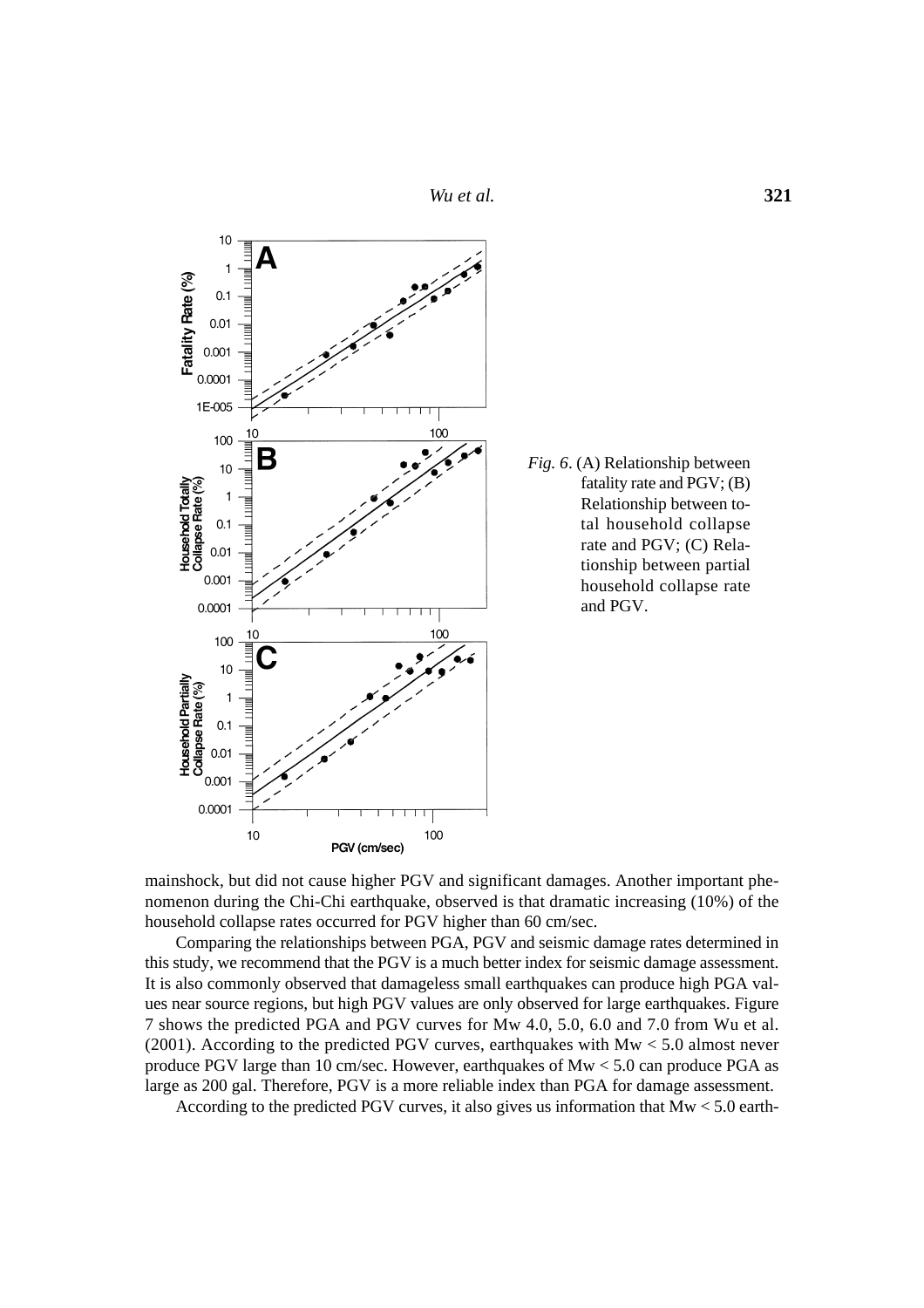*Fig. 6*. (A) Relationship between fatality rate and PGV; (B) Relationship between total household collapse rate and PGV; (C) Relationship between partial household collapse rate and PGV.

mainshock, but did not cause higher PGV and significant damages. Another important phenomenon during the Chi-Chi earthquake, observed is that dramatic increasing (10%) of the household collapse rates occurred for PGV higher than 60 cm/sec.

Comparing the relationships between PGA, PGV and seismic damage rates determined in this study, we recommend that the PGV is a much better index for seismic damage assessment. It is also commonly observed that damageless small earthquakes can produce high PGA values near source regions, but high PGV values are only observed for large earthquakes. Figure 7 shows the predicted PGA and PGV curves for Mw 4.0, 5.0, 6.0 and 7.0 from Wu et al. (2001). According to the predicted PGV curves, earthquakes with Mw < 5.0 almost never produce PGV large than 10 cm/sec. However, earthquakes of Mw < 5.0 can produce PGA as large as 200 gal. Therefore, PGV is a more reliable index than PGA for damage assessment.

According to the predicted PGV curves, it also gives us information that Mw < 5.0 earth-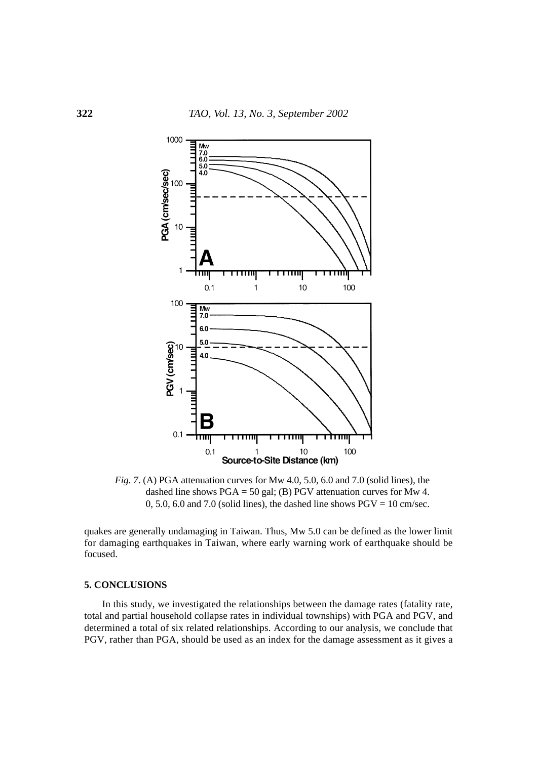*Fig. 7*. (A) PGA attenuation curves for Mw 4.0, 5.0, 6.0 and 7.0 (solid lines), the dashed line shows PGA = 50 gal; (B) PGV attenuation curves for Mw 4. 0, 5.0, 6.0 and 7.0 (solid lines), the dashed line shows PGV = 10 cm/sec.

quakes are generally undamaging in Taiwan. Thus, Mw 5.0 can be defined as the lower limit for damaging earthquakes in Taiwan, where early warning work of earthquake should be focused.

## 5. CONCLUSIONS

In this study, we investigated the relationships between the damage rates (fatality rate, total and partial household collapse rates in individual townships) with PGA and PGV, and determined a total of six related relationships. According to our analysis, we conclude that PGV, rather than PGA, should be used as an index for the damage assessment as it gives a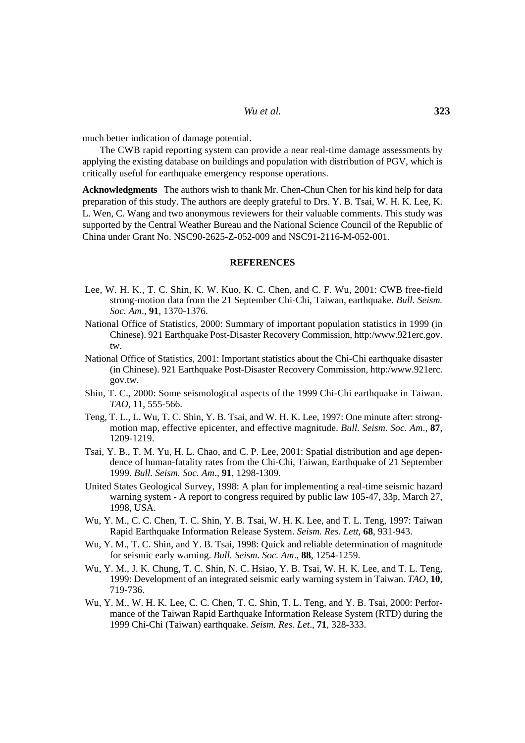much better indication of damage potential.

The CWB rapid reporting system can provide a near real-time damage assessments by applying the existing database on buildings and population with distribution of PGV, which is critically useful for earthquake emergency response operations.

**Acknowledgments** The authors wish to thank Mr. Chen-Chun Chen for his kind help for data preparation of this study. The authors are deeply grateful to Drs. Y. B. Tsai, W. H. K. Lee, K. L. Wen, C. Wang and two anonymous reviewers for their valuable comments. This study was supported by the Central Weather Bureau and the National Science Council of the Republic of China under Grant No. NSC90-2625-Z-052-009 and NSC91-2116-M-052-001.

## REFERENCES

Lee, W. H. K., T. C. Shin, K. W. Kuo, K. C. Chen, and C. F. Wu, 2001: CWB free-field strong-motion data from the 21 September Chi-Chi, Taiwan, earthquake. *Bull. Seism. Soc. Am*., **91**, 1370-1376.

National Office of Statistics, 2000: Summary of important population statistics in 1999 (in Chinese). 921 Earthquake Post-Disaster Recovery Commission, http:/www.921erc.gov.tw.

National Office of Statistics, 2001: Important statistics about the Chi-Chi earthquake disaster (in Chinese). 921 Earthquake Post-Disaster Recovery Commission, http:/www.921erc.gov.tw.

Shin, T. C., 2000: Some seismological aspects of the 1999 Chi-Chi earthquake in Taiwan. *TAO*, **11**, 555-566.

Teng, T. L., L. Wu, T. C. Shin, Y. B. Tsai, and W. H. K. Lee, 1997: One minute after: strong-motion map, effective epicenter, and effective magnitude. *Bull. Seism. Soc. Am*., **87**, 1209-1219.

Tsai, Y. B., T. M. Yu, H. L. Chao, and C. P. Lee, 2001: Spatial distribution and age dependence of human-fatality rates from the Chi-Chi, Taiwan, Earthquake of 21 September 1999. *Bull. Seism. Soc. Am*., **91**, 1298-1309.

United States Geological Survey, 1998: A plan for implementing a real-time seismic hazard warning system - A report to congress required by public law 105-47, 33p, March 27, 1998, USA.

Wu, Y. M., C. C. Chen, T. C. Shin, Y. B. Tsai, W. H. K. Lee, and T. L. Teng, 1997: Taiwan Rapid Earthquake Information Release System. *Seism. Res. Lett*, **68**, 931-943.

Wu, Y. M., T. C. Shin, and Y. B. Tsai, 1998: Quick and reliable determination of magnitude for seismic early warning. *Bull. Seism. Soc. Am*., **88**, 1254-1259.

Wu, Y. M., J. K. Chung, T. C. Shin, N. C. Hsiao, Y. B. Tsai, W. H. K. Lee, and T. L. Teng, 1999: Development of an integrated seismic early warning system in Taiwan. *TAO*, **10**, 719-736.

Wu, Y. M., W. H. K. Lee, C. C. Chen, T. C. Shin, T. L. Teng, and Y. B. Tsai, 2000: Performance of the Taiwan Rapid Earthquake Information Release System (RTD) during the 1999 Chi-Chi (Taiwan) earthquake. *Seism. Res. Let*., **71**, 328-333.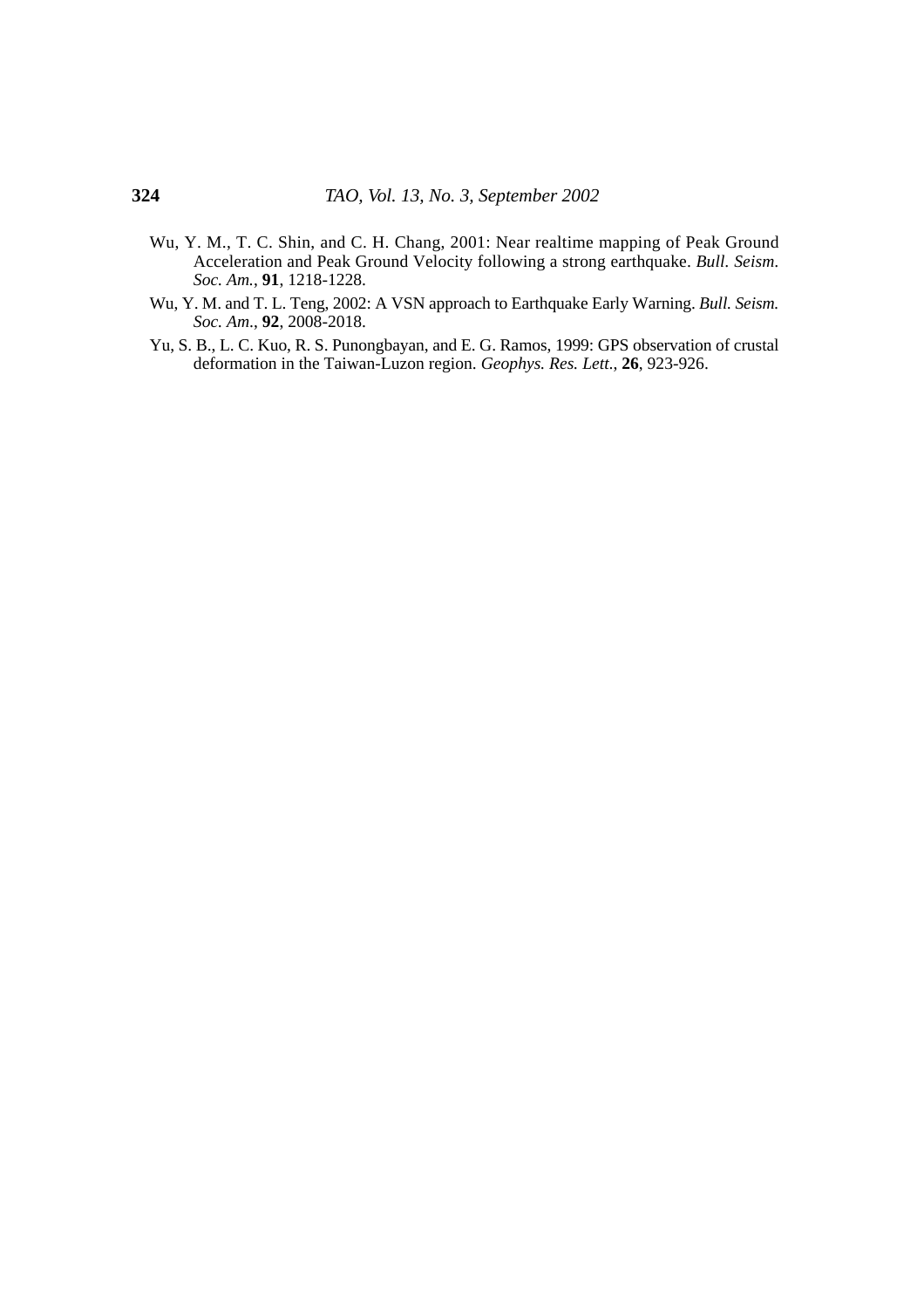Wu, Y. M., T. C. Shin, and C. H. Chang, 2001: Near realtime mapping of Peak Ground Acceleration and Peak Ground Velocity following a strong earthquake. *Bull. Seism. Soc. Am.*, **91**, 1218-1228.

Wu, Y. M. and T. L. Teng, 2002: A VSN approach to Earthquake Early Warning. *Bull. Seism. Soc. Am.*, **92**, 2008-2018.

Yu, S. B., L. C. Kuo, R. S. Punongbayan, and E. G. Ramos, 1999: GPS observation of crustal deformation in the Taiwan-Luzon region. *Geophys. Res. Lett.*, **26**, 923-926.